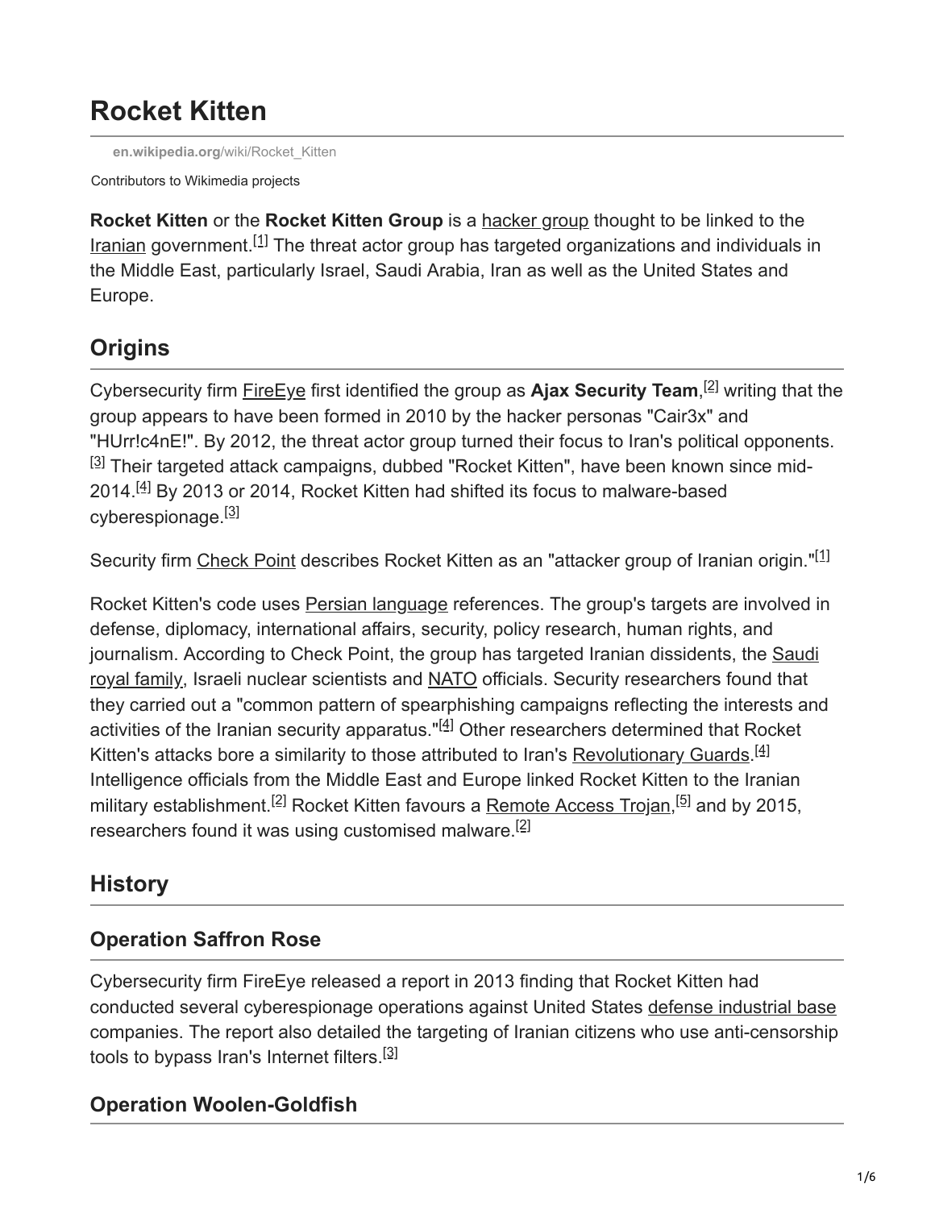# Rocket Kitten

en.wikipedia.org/wiki/Rocket_Kitten

Contributors to Wikimedia projects

**Rocket Kitten** or the **Rocket Kitten Group** is a hacker group thought to be linked to the Iranian government.[1] The threat actor group has targeted organizations and individuals in the Middle East, particularly Israel, Saudi Arabia, Iran as well as the United States and Europe.

## Origins

Cybersecurity firm FireEye first identified the group as **Ajax Security Team**,[2] writing that the group appears to have been formed in 2010 by the hacker personas "Cair3x" and "HUrr!c4nE!". By 2012, the threat actor group turned their focus to Iran's political opponents.[3] Their targeted attack campaigns, dubbed "Rocket Kitten", have been known since mid-2014.[4] By 2013 or 2014, Rocket Kitten had shifted its focus to malware-based cyberespionage.[3]

Security firm Check Point describes Rocket Kitten as an "attacker group of Iranian origin."[1]

Rocket Kitten's code uses Persian language references. The group's targets are involved in defense, diplomacy, international affairs, security, policy research, human rights, and journalism. According to Check Point, the group has targeted Iranian dissidents, the Saudi royal family, Israeli nuclear scientists and NATO officials. Security researchers found that they carried out a "common pattern of spearphishing campaigns reflecting the interests and activities of the Iranian security apparatus."[4] Other researchers determined that Rocket Kitten's attacks bore a similarity to those attributed to Iran's Revolutionary Guards.[4] Intelligence officials from the Middle East and Europe linked Rocket Kitten to the Iranian military establishment.[2] Rocket Kitten favours a Remote Access Trojan,[5] and by 2015, researchers found it was using customised malware.[2]

## History

### Operation Saffron Rose

Cybersecurity firm FireEye released a report in 2013 finding that Rocket Kitten had conducted several cyberespionage operations against United States defense industrial base companies. The report also detailed the targeting of Iranian citizens who use anti-censorship tools to bypass Iran's Internet filters.[3]

### Operation Woolen-Goldfish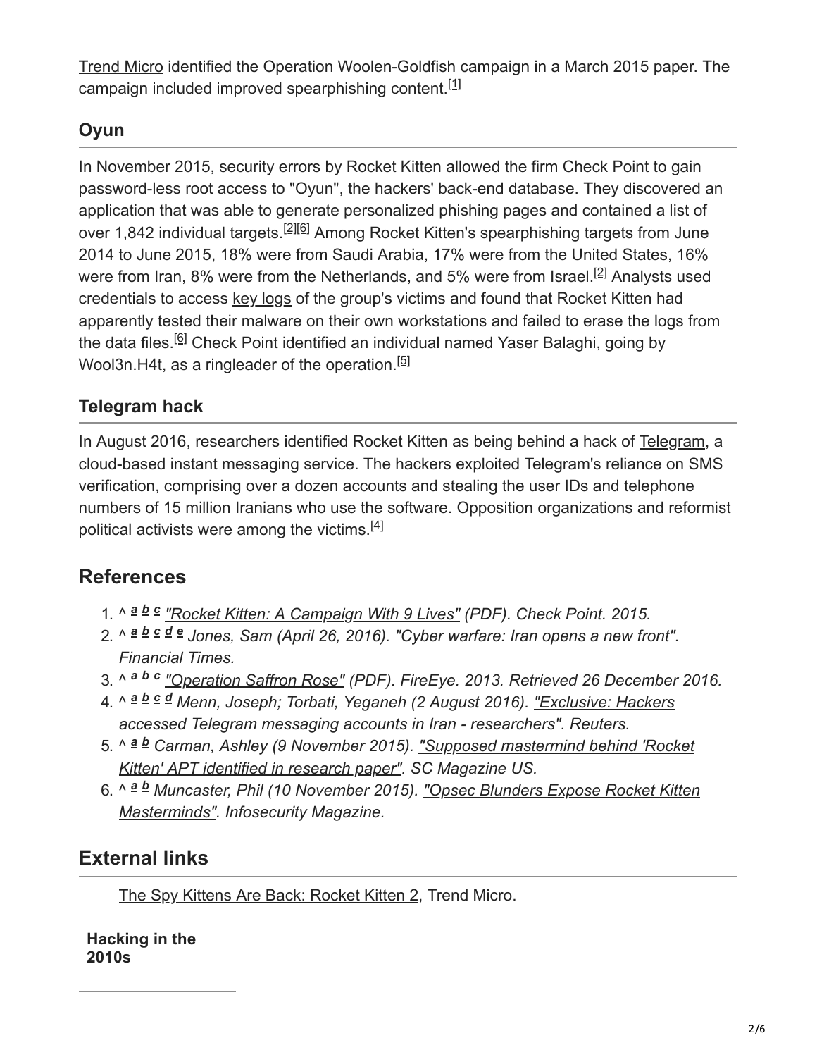Trend Micro identified the Operation Woolen-Goldfish campaign in a March 2015 paper. The campaign included improved spearphishing content.[1]

### Oyun

In November 2015, security errors by Rocket Kitten allowed the firm Check Point to gain password-less root access to "Oyun", the hackers' back-end database. They discovered an application that was able to generate personalized phishing pages and contained a list of over 1,842 individual targets.[2][6] Among Rocket Kitten's spearphishing targets from June 2014 to June 2015, 18% were from Saudi Arabia, 17% were from the United States, 16% were from Iran, 8% were from the Netherlands, and 5% were from Israel.[2] Analysts used credentials to access key logs of the group's victims and found that Rocket Kitten had apparently tested their malware on their own workstations and failed to erase the logs from the data files.[6] Check Point identified an individual named Yaser Balaghi, going by Wool3n.H4t, as a ringleader of the operation.[5]

### Telegram hack

In August 2016, researchers identified Rocket Kitten as being behind a hack of Telegram, a cloud-based instant messaging service. The hackers exploited Telegram's reliance on SMS verification, comprising over a dozen accounts and stealing the user IDs and telephone numbers of 15 million Iranians who use the software. Opposition organizations and reformist political activists were among the victims.[4]

## References

1. ^ a b c *"Rocket Kitten: A Campaign With 9 Lives" (PDF). Check Point. 2015.*
2. ^ a b c d e *Jones, Sam (April 26, 2016). "Cyber warfare: Iran opens a new front". Financial Times.*
3. ^ a b c *"Operation Saffron Rose" (PDF). FireEye. 2013. Retrieved 26 December 2016.*
4. ^ a b c d *Menn, Joseph; Torbati, Yeganeh (2 August 2016). "Exclusive: Hackers accessed Telegram messaging accounts in Iran - researchers". Reuters.*
5. ^ a b *Carman, Ashley (9 November 2015). "Supposed mastermind behind 'Rocket Kitten' APT identified in research paper". SC Magazine US.*
6. ^ a b *Muncaster, Phil (10 November 2015). "Opsec Blunders Expose Rocket Kitten Masterminds". Infosecurity Magazine.*

## External links

The Spy Kittens Are Back: Rocket Kitten 2, Trend Micro.

**Hacking in the 2010s**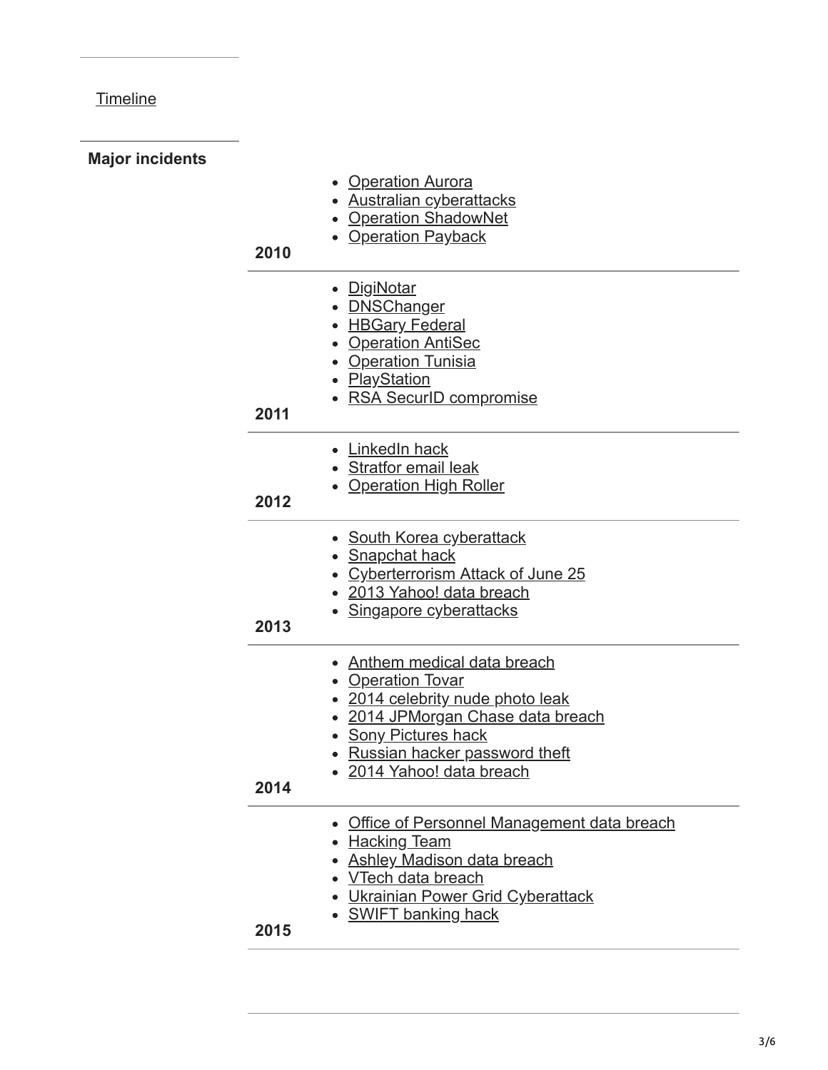Timeline

**Major incidents**

| | |
|---|---|
| **2010** | • Operation Aurora<br>• Australian cyberattacks<br>• Operation ShadowNet<br>• Operation Payback |
| **2011** | • DigiNotar<br>• DNSChanger<br>• HBGary Federal<br>• Operation AntiSec<br>• Operation Tunisia<br>• PlayStation<br>• RSA SecurID compromise |
| **2012** | • LinkedIn hack<br>• Stratfor email leak<br>• Operation High Roller |
| **2013** | • South Korea cyberattack<br>• Snapchat hack<br>• Cyberterrorism Attack of June 25<br>• 2013 Yahoo! data breach<br>• Singapore cyberattacks |
| **2014** | • Anthem medical data breach<br>• Operation Tovar<br>• 2014 celebrity nude photo leak<br>• 2014 JPMorgan Chase data breach<br>• Sony Pictures hack<br>• Russian hacker password theft<br>• 2014 Yahoo! data breach |
| **2015** | • Office of Personnel Management data breach<br>• Hacking Team<br>• Ashley Madison data breach<br>• VTech data breach<br>• Ukrainian Power Grid Cyberattack<br>• SWIFT banking hack |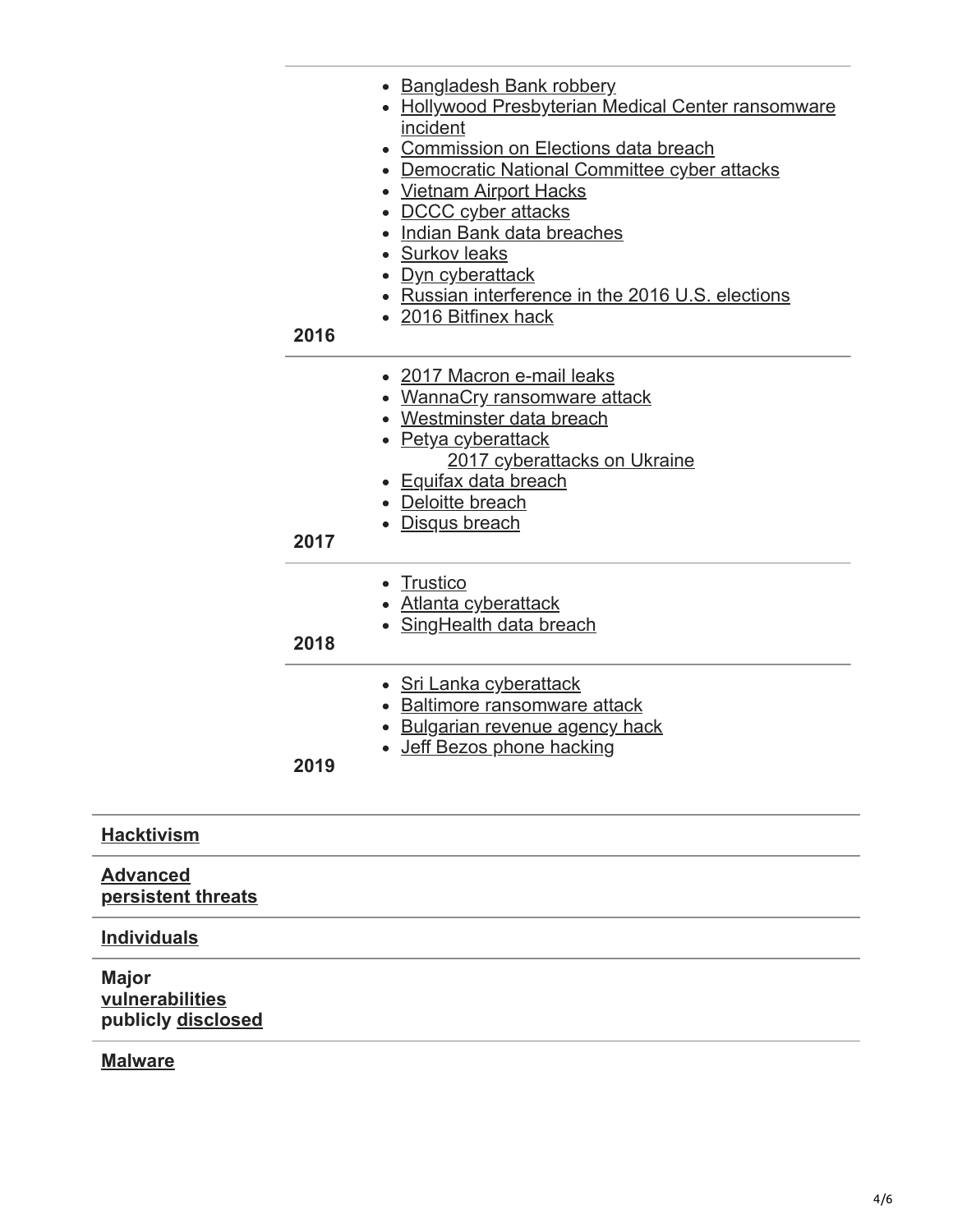| | |
|---|---|
| 2016 | - Bangladesh Bank robbery<br>- Hollywood Presbyterian Medical Center ransomware incident<br>- Commission on Elections data breach<br>- Democratic National Committee cyber attacks<br>- Vietnam Airport Hacks<br>- DCCC cyber attacks<br>- Indian Bank data breaches<br>- Surkov leaks<br>- Dyn cyberattack<br>- Russian interference in the 2016 U.S. elections<br>- 2016 Bitfinex hack |
| 2017 | - 2017 Macron e-mail leaks<br>- WannaCry ransomware attack<br>- Westminster data breach<br>- Petya cyberattack<br>&nbsp;&nbsp;&nbsp;&nbsp;2017 cyberattacks on Ukraine<br>- Equifax data breach<br>- Deloitte breach<br>- Disqus breach |
| 2018 | - Trustico<br>- Atlanta cyberattack<br>- SingHealth data breach |
| 2019 | - Sri Lanka cyberattack<br>- Baltimore ransomware attack<br>- Bulgarian revenue agency hack<br>- Jeff Bezos phone hacking |

**Hacktivism**

**Advanced persistent threats**

**Individuals**

**Major vulnerabilities publicly disclosed**

**Malware**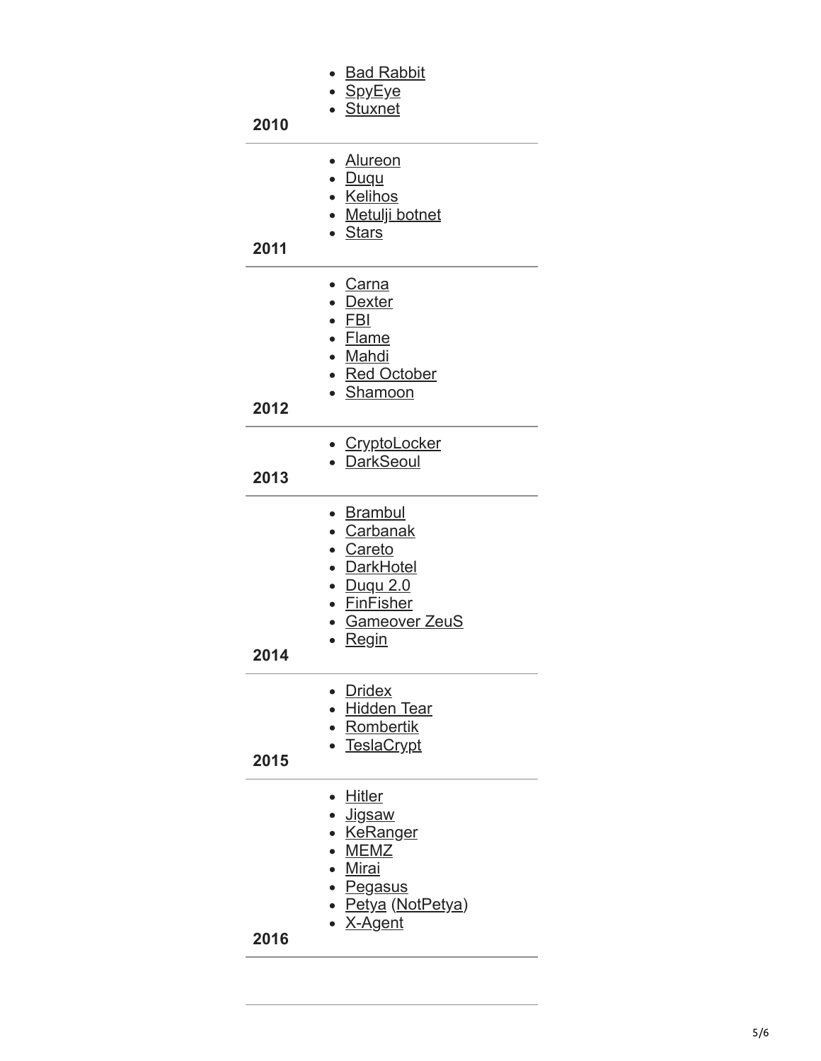| | |
|---|---|
| 2010 | • Bad Rabbit<br>• SpyEye<br>• Stuxnet |
| 2011 | • Alureon<br>• Duqu<br>• Kelihos<br>• Metulji botnet<br>• Stars |
| 2012 | • Carna<br>• Dexter<br>• FBI<br>• Flame<br>• Mahdi<br>• Red October<br>• Shamoon |
| 2013 | • CryptoLocker<br>• DarkSeoul |
| 2014 | • Brambul<br>• Carbanak<br>• Careto<br>• DarkHotel<br>• Duqu 2.0<br>• FinFisher<br>• Gameover ZeuS<br>• Regin |
| 2015 | • Dridex<br>• Hidden Tear<br>• Rombertik<br>• TeslaCrypt |
| 2016 | • Hitler<br>• Jigsaw<br>• KeRanger<br>• MEMZ<br>• Mirai<br>• Pegasus<br>• Petya (NotPetya)<br>• X-Agent |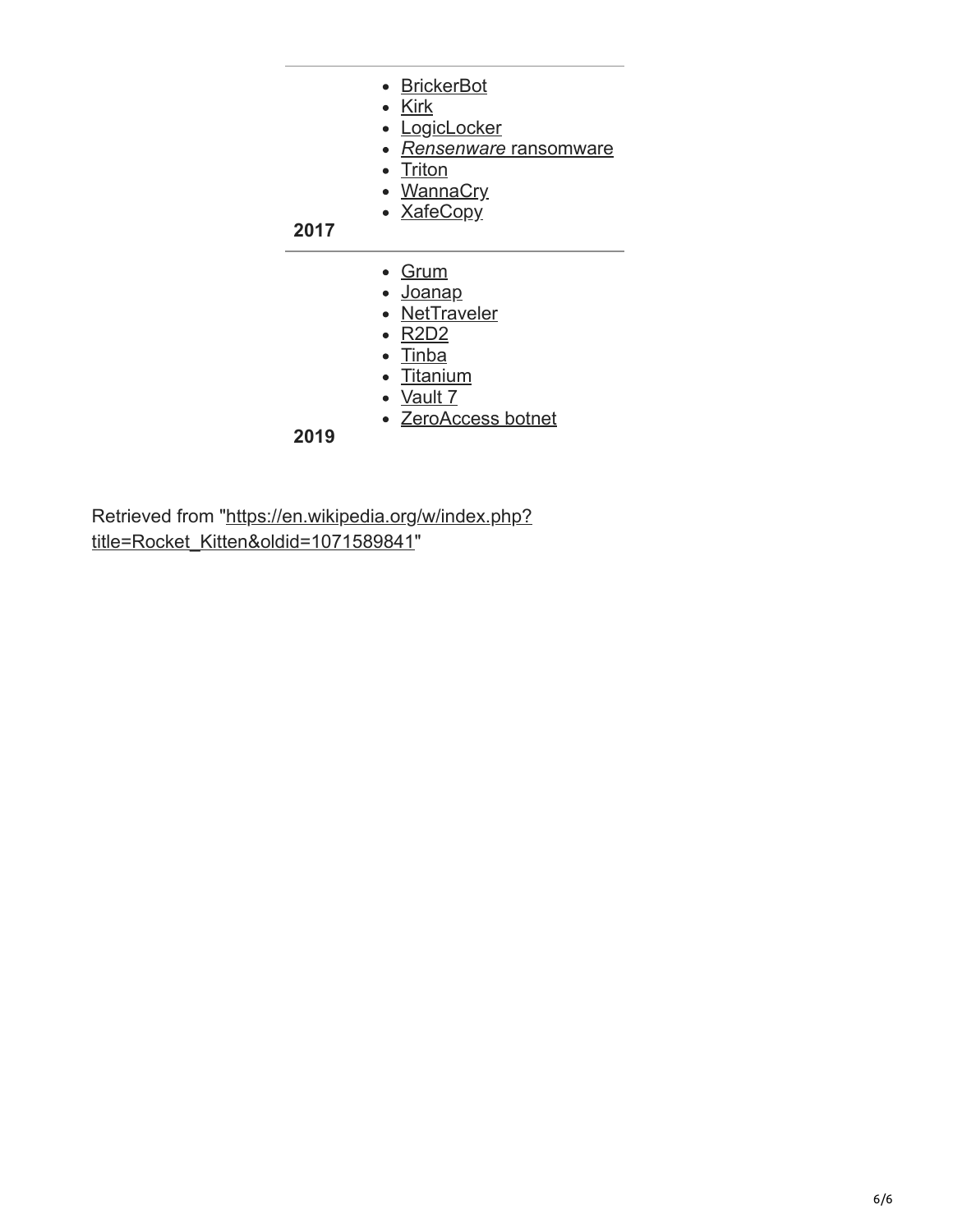| | |
|---|---|
| **2017** | • BrickerBot<br>• Kirk<br>• LogicLocker<br>• *Rensenware* ransomware<br>• Triton<br>• WannaCry<br>• XafeCopy |
| **2019** | • Grum<br>• Joanap<br>• NetTraveler<br>• R2D2<br>• Tinba<br>• Titanium<br>• Vault 7<br>• ZeroAccess botnet |

Retrieved from "https://en.wikipedia.org/w/index.php?title=Rocket_Kitten&oldid=1071589841"